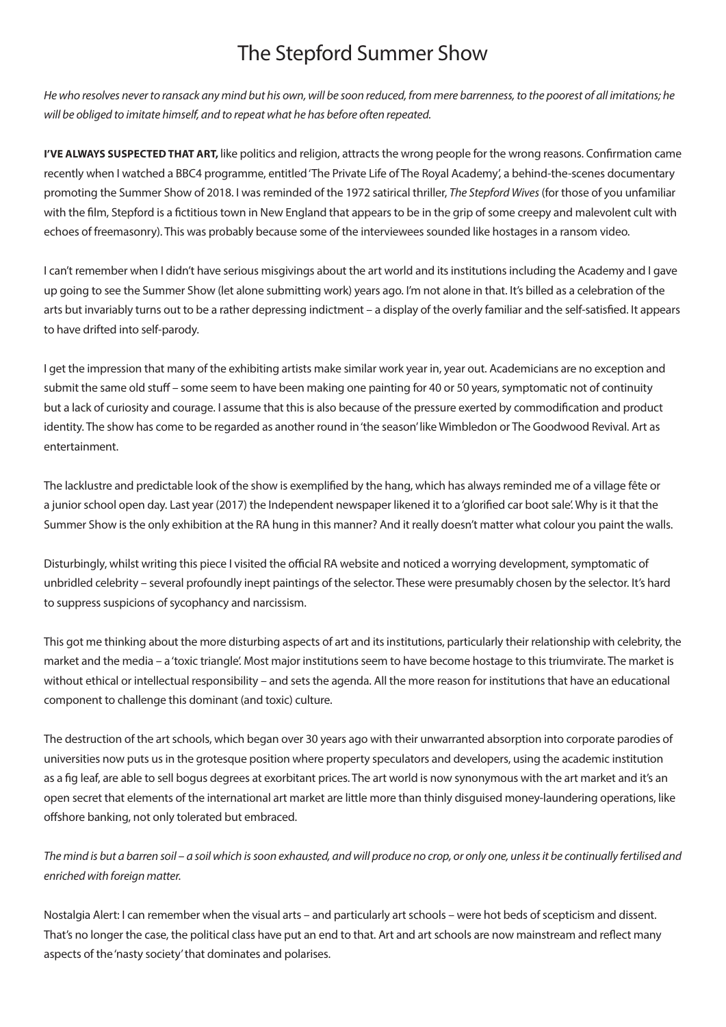# The Stepford Summer Show

*He who resolves never to ransack any mind but his own, will be soon reduced, from mere barrenness, to the poorest of all imitations; he will be obliged to imitate himself, and to repeat what he has before often repeated.*

**I'VE ALWAYS SUSPECTED THAT ART,** like politics and religion, attracts the wrong people for the wrong reasons. Confirmation came recently when I watched a BBC4 programme, entitled 'The Private Life of The Royal Academy', a behind-the-scenes documentary promoting the Summer Show of 2018. I was reminded of the 1972 satirical thriller, *The Stepford Wives* (for those of you unfamiliar with the film, Stepford is a fictitious town in New England that appears to be in the grip of some creepy and malevolent cult with echoes of freemasonry). This was probably because some of the interviewees sounded like hostages in a ransom video.

I can't remember when I didn't have serious misgivings about the art world and its institutions including the Academy and I gave up going to see the Summer Show (let alone submitting work) years ago. I'm not alone in that. It's billed as a celebration of the arts but invariably turns out to be a rather depressing indictment – a display of the overly familiar and the self-satisfied. It appears to have drifted into self-parody.

I get the impression that many of the exhibiting artists make similar work year in, year out. Academicians are no exception and submit the same old stuff – some seem to have been making one painting for 40 or 50 years, symptomatic not of continuity but a lack of curiosity and courage. I assume that this is also because of the pressure exerted by commodification and product identity. The show has come to be regarded as another round in 'the season' like Wimbledon or The Goodwood Revival. Art as entertainment.

The lacklustre and predictable look of the show is exemplified by the hang, which has always reminded me of a village fête or a junior school open day. Last year (2017) the Independent newspaper likened it to a 'glorified car boot sale'. Why is it that the Summer Show is the only exhibition at the RA hung in this manner? And it really doesn't matter what colour you paint the walls.

Disturbingly, whilst writing this piece I visited the official RA website and noticed a worrying development, symptomatic of unbridled celebrity – several profoundly inept paintings of the selector. These were presumably chosen by the selector. It's hard to suppress suspicions of sycophancy and narcissism.

This got me thinking about the more disturbing aspects of art and its institutions, particularly their relationship with celebrity, the market and the media – a 'toxic triangle'. Most major institutions seem to have become hostage to this triumvirate. The market is without ethical or intellectual responsibility – and sets the agenda. All the more reason for institutions that have an educational component to challenge this dominant (and toxic) culture.

The destruction of the art schools, which began over 30 years ago with their unwarranted absorption into corporate parodies of universities now puts us in the grotesque position where property speculators and developers, using the academic institution as a fig leaf, are able to sell bogus degrees at exorbitant prices. The art world is now synonymous with the art market and it's an open secret that elements of the international art market are little more than thinly disguised money-laundering operations, like offshore banking, not only tolerated but embraced.

*The mind is but a barren soil – a soil which is soon exhausted, and will produce no crop, or only one, unless it be continually fertilised and enriched with foreign matter.*

Nostalgia Alert: I can remember when the visual arts – and particularly art schools – were hot beds of scepticism and dissent. That's no longer the case, the political class have put an end to that. Art and art schools are now mainstream and reflect many aspects of the 'nasty society' that dominates and polarises.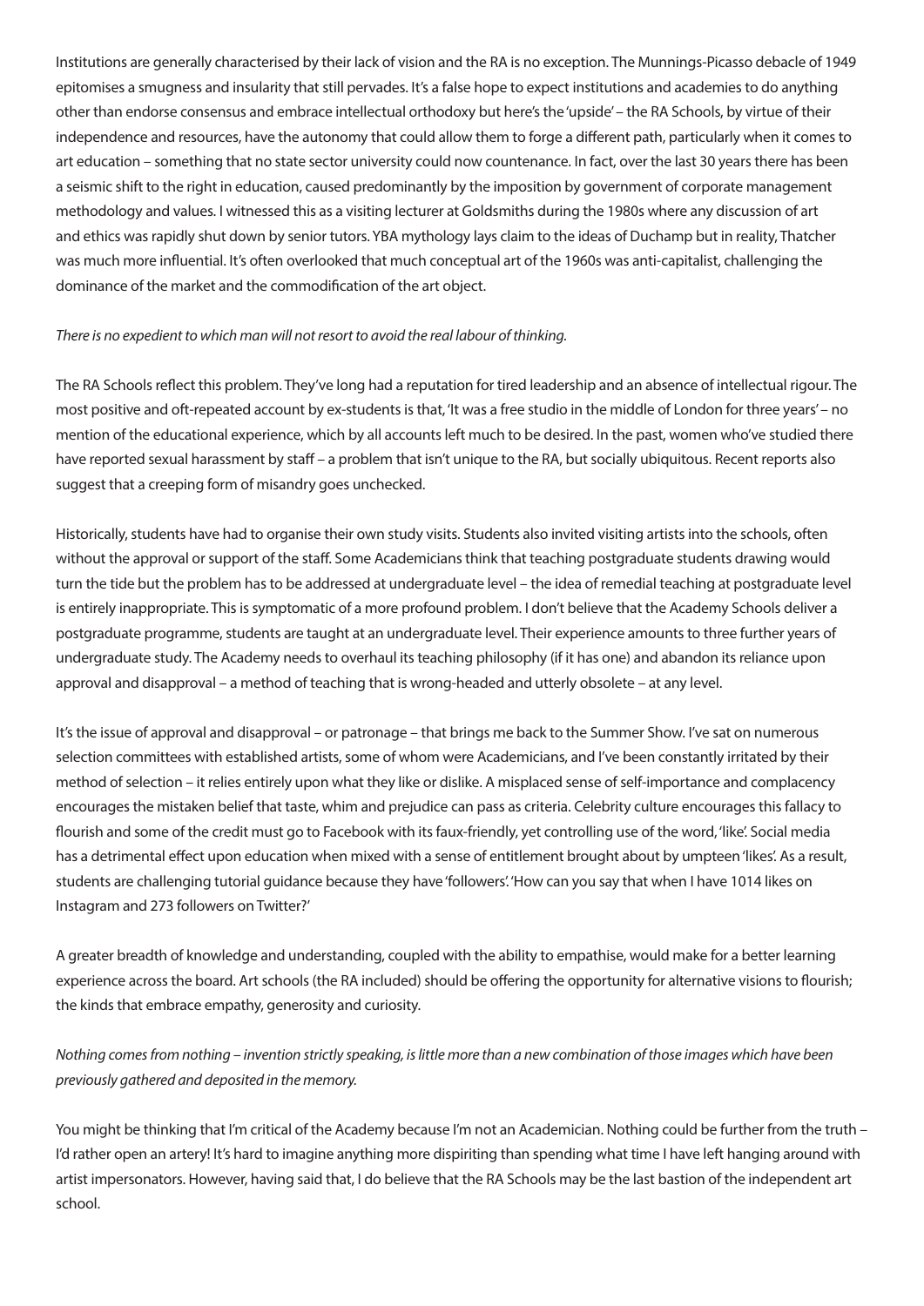Institutions are generally characterised by their lack of vision and the RA is no exception. The Munnings-Picasso debacle of 1949 epitomises a smugness and insularity that still pervades. It's a false hope to expect institutions and academies to do anything other than endorse consensus and embrace intellectual orthodoxy but here's the 'upside' – the RA Schools, by virtue of their independence and resources, have the autonomy that could allow them to forge a different path, particularly when it comes to art education – something that no state sector university could now countenance. In fact, over the last 30 years there has been a seismic shift to the right in education, caused predominantly by the imposition by government of corporate management methodology and values. I witnessed this as a visiting lecturer at Goldsmiths during the 1980s where any discussion of art and ethics was rapidly shut down by senior tutors. YBA mythology lays claim to the ideas of Duchamp but in reality, Thatcher was much more influential. It's often overlooked that much conceptual art of the 1960s was anti-capitalist, challenging the dominance of the market and the commodification of the art object.

*There is no expedient to which man will not resort to avoid the real labour of thinking.*

The RA Schools reflect this problem. They've long had a reputation for tired leadership and an absence of intellectual rigour. The most positive and oft-repeated account by ex-students is that, 'It was a free studio in the middle of London for three years' – no mention of the educational experience, which by all accounts left much to be desired. In the past, women who've studied there have reported sexual harassment by staff – a problem that isn't unique to the RA, but socially ubiquitous. Recent reports also suggest that a creeping form of misandry goes unchecked.

Historically, students have had to organise their own study visits. Students also invited visiting artists into the schools, often without the approval or support of the staff. Some Academicians think that teaching postgraduate students drawing would turn the tide but the problem has to be addressed at undergraduate level – the idea of remedial teaching at postgraduate level is entirely inappropriate. This is symptomatic of a more profound problem. I don't believe that the Academy Schools deliver a postgraduate programme, students are taught at an undergraduate level. Their experience amounts to three further years of undergraduate study. The Academy needs to overhaul its teaching philosophy (if it has one) and abandon its reliance upon approval and disapproval – a method of teaching that is wrong-headed and utterly obsolete – at any level.

It's the issue of approval and disapproval – or patronage – that brings me back to the Summer Show. I've sat on numerous selection committees with established artists, some of whom were Academicians, and I've been constantly irritated by their method of selection – it relies entirely upon what they like or dislike. A misplaced sense of self-importance and complacency encourages the mistaken belief that taste, whim and prejudice can pass as criteria. Celebrity culture encourages this fallacy to flourish and some of the credit must go to Facebook with its faux-friendly, yet controlling use of the word, 'like'. Social media has a detrimental effect upon education when mixed with a sense of entitlement brought about by umpteen 'likes'. As a result, students are challenging tutorial guidance because they have 'followers'. 'How can you say that when I have 1014 likes on Instagram and 273 followers on Twitter?'

A greater breadth of knowledge and understanding, coupled with the ability to empathise, would make for a better learning experience across the board. Art schools (the RA included) should be offering the opportunity for alternative visions to flourish; the kinds that embrace empathy, generosity and curiosity.

*Nothing comes from nothing – invention strictly speaking, is little more than a new combination of those images which have been previously gathered and deposited in the memory.*

You might be thinking that I'm critical of the Academy because I'm not an Academician. Nothing could be further from the truth – I'd rather open an artery! It's hard to imagine anything more dispiriting than spending what time I have left hanging around with artist impersonators. However, having said that, I do believe that the RA Schools may be the last bastion of the independent art school.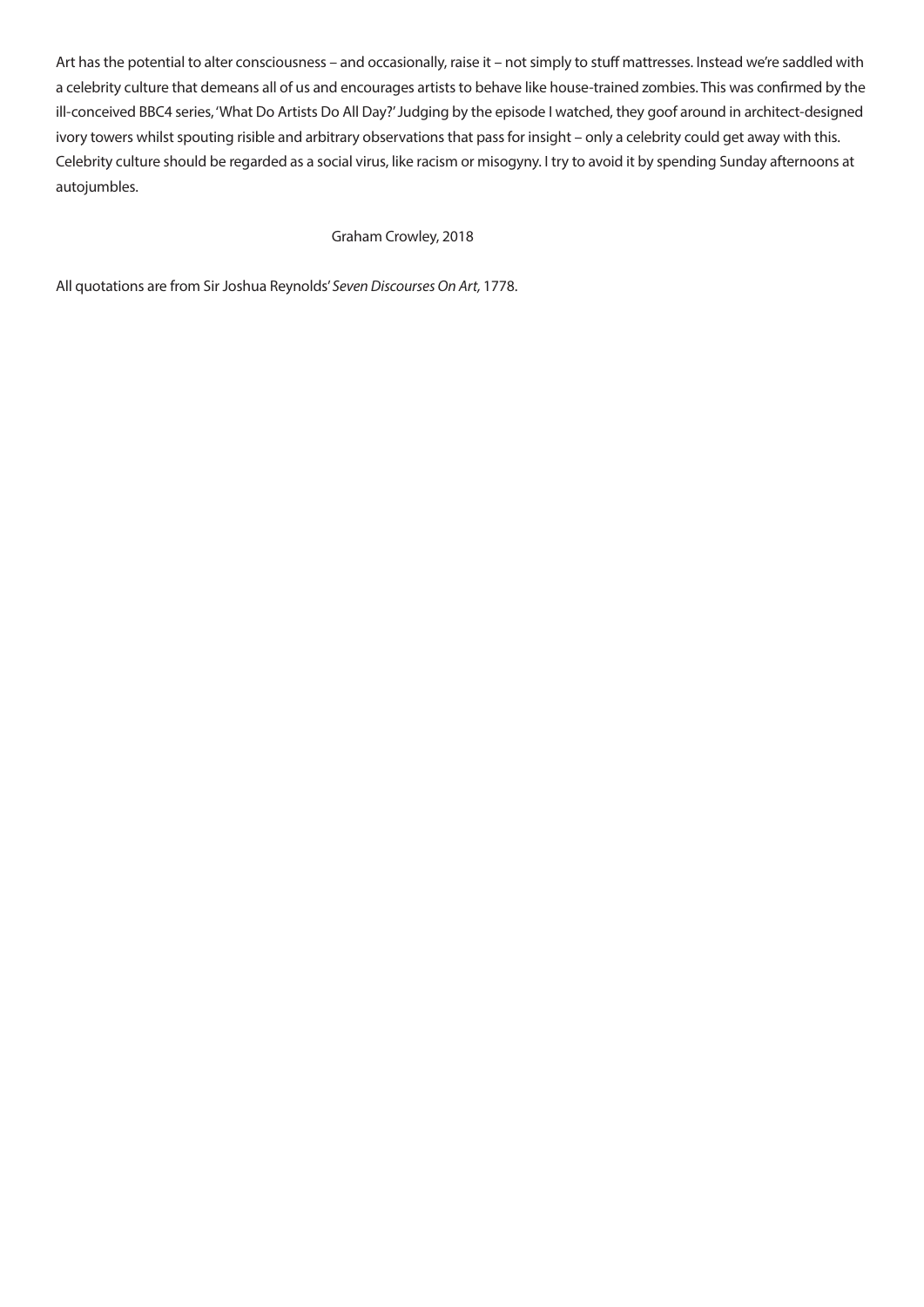Art has the potential to alter consciousness – and occasionally, raise it – not simply to stuff mattresses. Instead we're saddled with a celebrity culture that demeans all of us and encourages artists to behave like house-trained zombies. This was confirmed by the ill-conceived BBC4 series, 'What Do Artists Do All Day?' Judging by the episode I watched, they goof around in architect-designed ivory towers whilst spouting risible and arbitrary observations that pass for insight – only a celebrity could get away with this. Celebrity culture should be regarded as a social virus, like racism or misogyny. I try to avoid it by spending Sunday afternoons at autojumbles.

Graham Crowley, 2018

All quotations are from Sir Joshua Reynolds' *Seven Discourses On Art,* 1778.